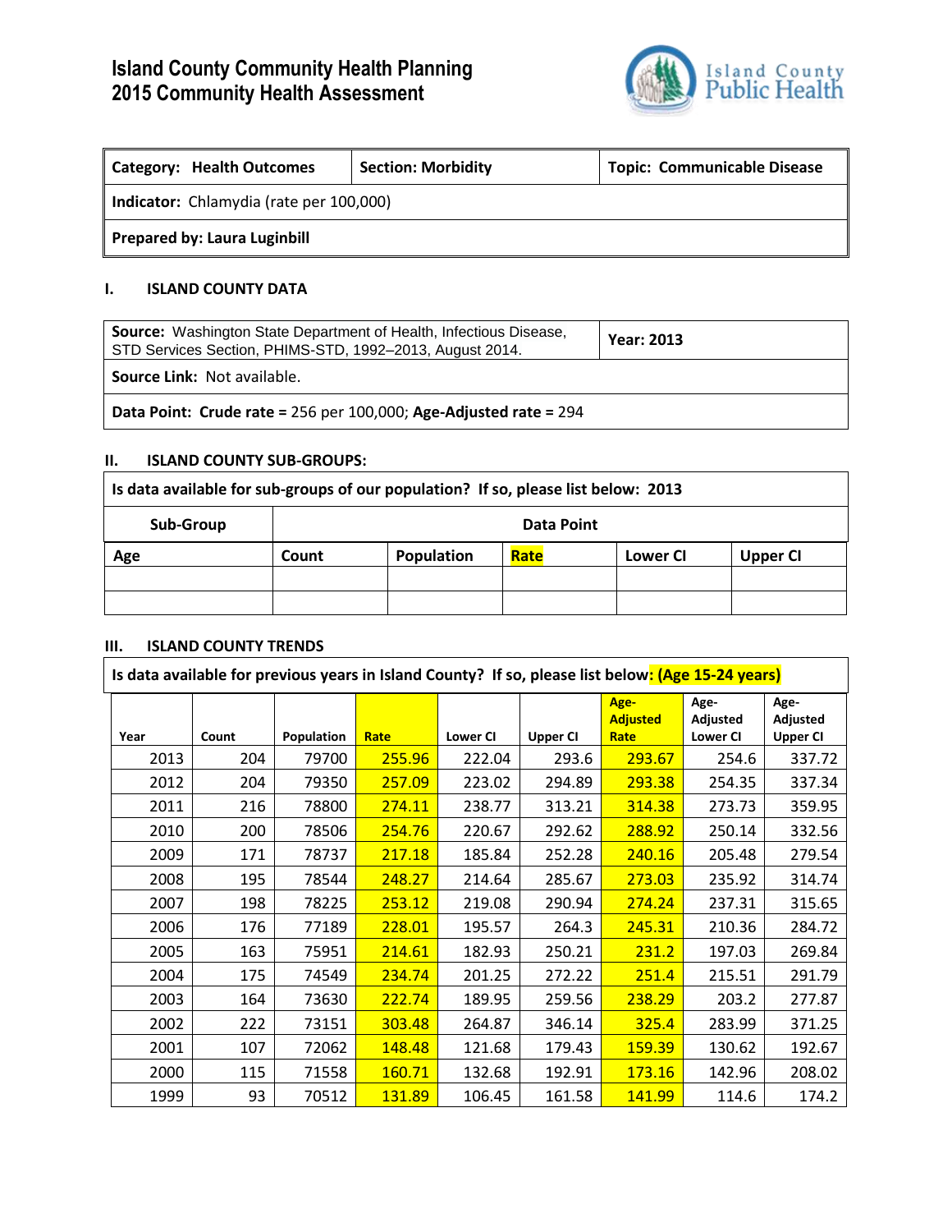# Island County Community Health Planning
# 2015 Community Health Assessment

| Category: Health Outcomes | Section: Morbidity | Topic: Communicable Disease |
|---|---|---|
| **Indicator:** Chlamydia (rate per 100,000) | | |
| **Prepared by: Laura Luginbill** | | |

## I. ISLAND COUNTY DATA

| **Source:** Washington State Department of Health, Infectious Disease, STD Services Section, PHIMS-STD, 1992–2013, August 2014. | **Year: 2013** |
|---|---|
| **Source Link:** Not available. | |
| **Data Point: Crude rate =** 256 per 100,000; **Age-Adjusted rate =** 294 | |

## II. ISLAND COUNTY SUB-GROUPS:

**Is data available for sub-groups of our population? If so, please list below: 2013**

| Sub-Group | Data Point | | | | |
|---|---|---|---|---|---|
| Age | Count | Population | Rate | Lower CI | Upper CI |
| | | | | | |
| | | | | | |

## III. ISLAND COUNTY TRENDS

**Is data available for previous years in Island County? If so, please list below: (Age 15-24 years)**

| Year | Count | Population | Rate | Lower CI | Upper CI | Age-Adjusted Rate | Age-Adjusted Lower CI | Age-Adjusted Upper CI |
|---|---|---|---|---|---|---|---|---|
| 2013 | 204 | 79700 | 255.96 | 222.04 | 293.6 | 293.67 | 254.6 | 337.72 |
| 2012 | 204 | 79350 | 257.09 | 223.02 | 294.89 | 293.38 | 254.35 | 337.34 |
| 2011 | 216 | 78800 | 274.11 | 238.77 | 313.21 | 314.38 | 273.73 | 359.95 |
| 2010 | 200 | 78506 | 254.76 | 220.67 | 292.62 | 288.92 | 250.14 | 332.56 |
| 2009 | 171 | 78737 | 217.18 | 185.84 | 252.28 | 240.16 | 205.48 | 279.54 |
| 2008 | 195 | 78544 | 248.27 | 214.64 | 285.67 | 273.03 | 235.92 | 314.74 |
| 2007 | 198 | 78225 | 253.12 | 219.08 | 290.94 | 274.24 | 237.31 | 315.65 |
| 2006 | 176 | 77189 | 228.01 | 195.57 | 264.3 | 245.31 | 210.36 | 284.72 |
| 2005 | 163 | 75951 | 214.61 | 182.93 | 250.21 | 231.2 | 197.03 | 269.84 |
| 2004 | 175 | 74549 | 234.74 | 201.25 | 272.22 | 251.4 | 215.51 | 291.79 |
| 2003 | 164 | 73630 | 222.74 | 189.95 | 259.56 | 238.29 | 203.2 | 277.87 |
| 2002 | 222 | 73151 | 303.48 | 264.87 | 346.14 | 325.4 | 283.99 | 371.25 |
| 2001 | 107 | 72062 | 148.48 | 121.68 | 179.43 | 159.39 | 130.62 | 192.67 |
| 2000 | 115 | 71558 | 160.71 | 132.68 | 192.91 | 173.16 | 142.96 | 208.02 |
| 1999 | 93 | 70512 | 131.89 | 106.45 | 161.58 | 141.99 | 114.6 | 174.2 |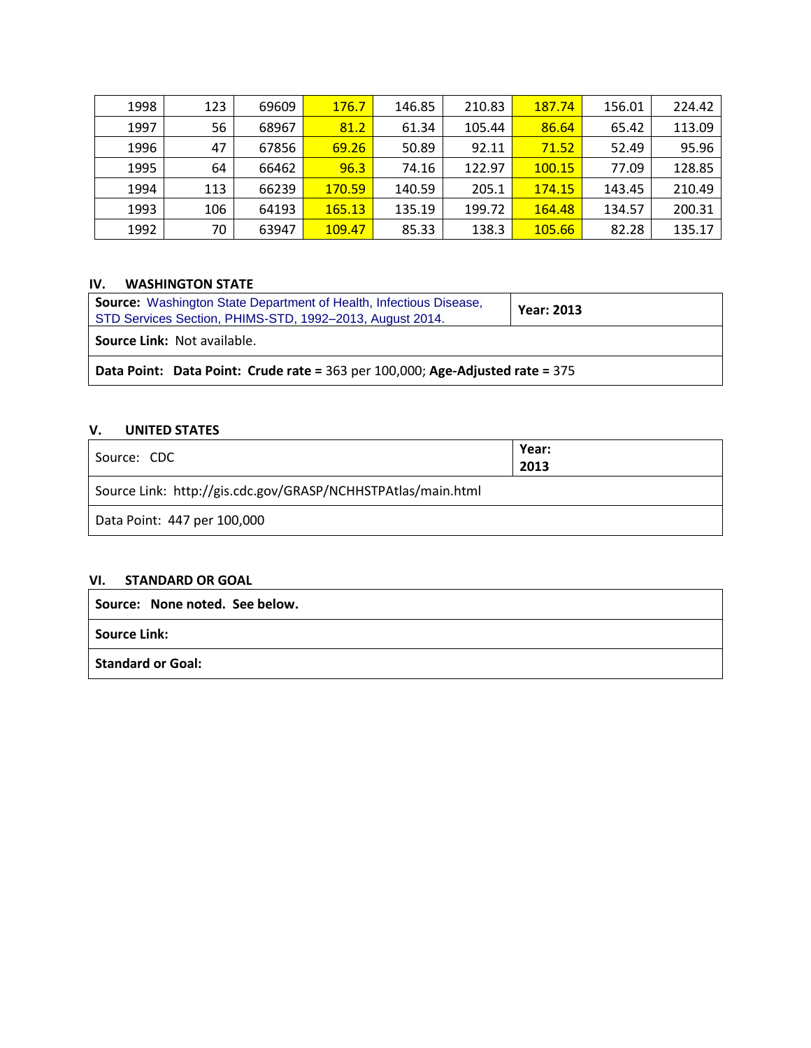| | | | | | | | | |
|---|---|---|---|---|---|---|---|---|
| 1998 | 123 | 69609 | 176.7 | 146.85 | 210.83 | 187.74 | 156.01 | 224.42 |
| 1997 | 56 | 68967 | 81.2 | 61.34 | 105.44 | 86.64 | 65.42 | 113.09 |
| 1996 | 47 | 67856 | 69.26 | 50.89 | 92.11 | 71.52 | 52.49 | 95.96 |
| 1995 | 64 | 66462 | 96.3 | 74.16 | 122.97 | 100.15 | 77.09 | 128.85 |
| 1994 | 113 | 66239 | 170.59 | 140.59 | 205.1 | 174.15 | 143.45 | 210.49 |
| 1993 | 106 | 64193 | 165.13 | 135.19 | 199.72 | 164.48 | 134.57 | 200.31 |
| 1992 | 70 | 63947 | 109.47 | 85.33 | 138.3 | 105.66 | 82.28 | 135.17 |

## IV. WASHINGTON STATE

| | |
|---|---|
| **Source:** Washington State Department of Health, Infectious Disease, STD Services Section, PHIMS-STD, 1992–2013, August 2014. | **Year: 2013** |
| **Source Link:** Not available. | |
| **Data Point: Data Point: Crude rate =** 363 per 100,000; **Age-Adjusted rate =** 375 | |

## V. UNITED STATES

| | |
|---|---|
| Source: CDC | **Year: 2013** |
| Source Link: http://gis.cdc.gov/GRASP/NCHHSTPAtlas/main.html | |
| Data Point: 447 per 100,000 | |

## VI. STANDARD OR GOAL

| |
|---|
| **Source: None noted. See below.** |
| **Source Link:** |
| **Standard or Goal:** |